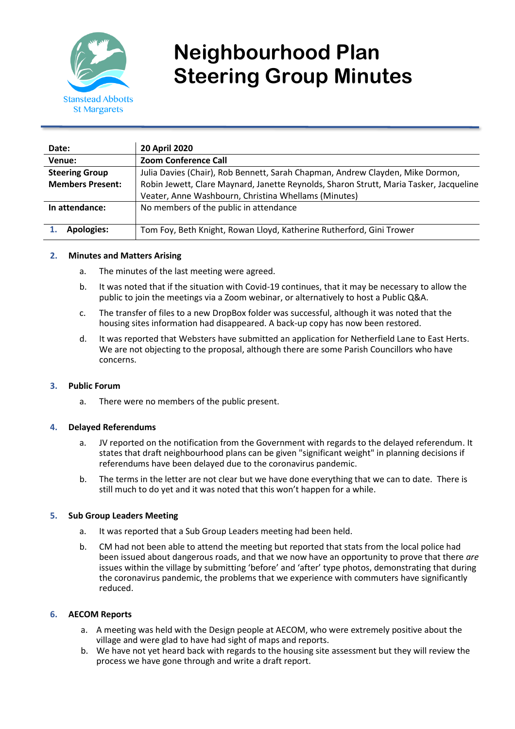# Neighbourhood Plan Steering Group Minutes

Stanstead Abbotts St Margarets

| Date: | 20 April 2020 |
|---|---|
| Venue: | Zoom Conference Call |
| Steering Group Members Present: | Julia Davies (Chair), Rob Bennett, Sarah Chapman, Andrew Clayden, Mike Dormon, Robin Jewett, Clare Maynard, Janette Reynolds, Sharon Strutt, Maria Tasker, Jacqueline Veater, Anne Washbourn, Christina Whellams (Minutes) |
| In attendance: | No members of the public in attendance |
| 1. Apologies: | Tom Foy, Beth Knight, Rowan Lloyd, Katherine Rutherford, Gini Trower |

**2. Minutes and Matters Arising**

a. The minutes of the last meeting were agreed.

b. It was noted that if the situation with Covid-19 continues, that it may be necessary to allow the public to join the meetings via a Zoom webinar, or alternatively to host a Public Q&A.

c. The transfer of files to a new DropBox folder was successful, although it was noted that the housing sites information had disappeared. A back-up copy has now been restored.

d. It was reported that Websters have submitted an application for Netherfield Lane to East Herts. We are not objecting to the proposal, although there are some Parish Councillors who have concerns.

**3. Public Forum**

a. There were no members of the public present.

**4. Delayed Referendums**

a. JV reported on the notification from the Government with regards to the delayed referendum. It states that draft neighbourhood plans can be given "significant weight" in planning decisions if referendums have been delayed due to the coronavirus pandemic.

b. The terms in the letter are not clear but we have done everything that we can to date. There is still much to do yet and it was noted that this won't happen for a while.

**5. Sub Group Leaders Meeting**

a. It was reported that a Sub Group Leaders meeting had been held.

b. CM had not been able to attend the meeting but reported that stats from the local police had been issued about dangerous roads, and that we now have an opportunity to prove that there *are* issues within the village by submitting 'before' and 'after' type photos, demonstrating that during the coronavirus pandemic, the problems that we experience with commuters have significantly reduced.

**6. AECOM Reports**

a. A meeting was held with the Design people at AECOM, who were extremely positive about the village and were glad to have had sight of maps and reports.

b. We have not yet heard back with regards to the housing site assessment but they will review the process we have gone through and write a draft report.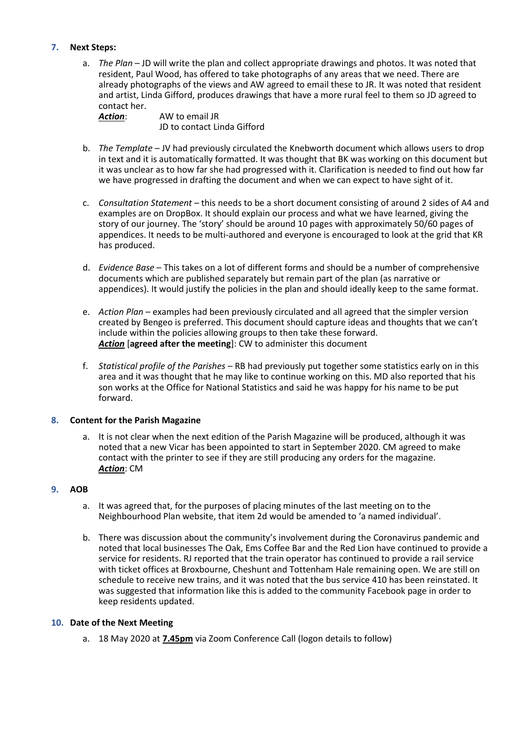## 7. Next Steps:

a. *The Plan* – JD will write the plan and collect appropriate drawings and photos. It was noted that resident, Paul Wood, has offered to take photographs of any areas that we need. There are already photographs of the views and AW agreed to email these to JR. It was noted that resident and artist, Linda Gifford, produces drawings that have a more rural feel to them so JD agreed to contact her.

   ***Action***: AW to email JR
   JD to contact Linda Gifford

b. *The Template* – JV had previously circulated the Knebworth document which allows users to drop in text and it is automatically formatted. It was thought that BK was working on this document but it was unclear as to how far she had progressed with it. Clarification is needed to find out how far we have progressed in drafting the document and when we can expect to have sight of it.

c. *Consultation Statement* – this needs to be a short document consisting of around 2 sides of A4 and examples are on DropBox. It should explain our process and what we have learned, giving the story of our journey. The 'story' should be around 10 pages with approximately 50/60 pages of appendices. It needs to be multi-authored and everyone is encouraged to look at the grid that KR has produced.

d. *Evidence Base* – This takes on a lot of different forms and should be a number of comprehensive documents which are published separately but remain part of the plan (as narrative or appendices). It would justify the policies in the plan and should ideally keep to the same format.

e. *Action Plan* – examples had been previously circulated and all agreed that the simpler version created by Bengeo is preferred. This document should capture ideas and thoughts that we can't include within the policies allowing groups to then take these forward.
   ***Action*** [**agreed after the meeting**]: CW to administer this document

f. *Statistical profile of the Parishes* – RB had previously put together some statistics early on in this area and it was thought that he may like to continue working on this. MD also reported that his son works at the Office for National Statistics and said he was happy for his name to be put forward.

## 8. Content for the Parish Magazine

a. It is not clear when the next edition of the Parish Magazine will be produced, although it was noted that a new Vicar has been appointed to start in September 2020. CM agreed to make contact with the printer to see if they are still producing any orders for the magazine.
   ***Action***: CM

## 9. AOB

a. It was agreed that, for the purposes of placing minutes of the last meeting on to the Neighbourhood Plan website, that item 2d would be amended to 'a named individual'.

b. There was discussion about the community's involvement during the Coronavirus pandemic and noted that local businesses The Oak, Ems Coffee Bar and the Red Lion have continued to provide a service for residents. RJ reported that the train operator has continued to provide a rail service with ticket offices at Broxbourne, Cheshunt and Tottenham Hale remaining open. We are still on schedule to receive new trains, and it was noted that the bus service 410 has been reinstated. It was suggested that information like this is added to the community Facebook page in order to keep residents updated.

## 10. Date of the Next Meeting

a. 18 May 2020 at **7.45pm** via Zoom Conference Call (logon details to follow)